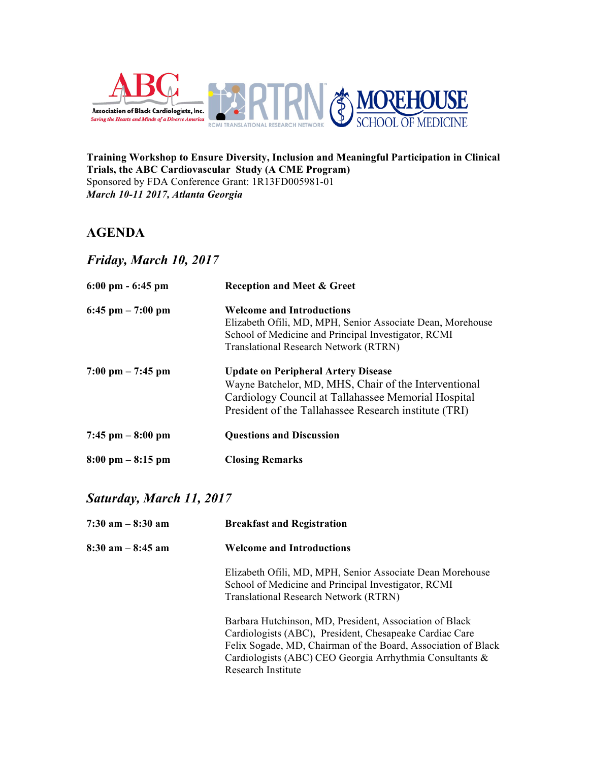**Training Workshop to Ensure Diversity, Inclusion and Meaningful Participation in Clinical Trials, the ABC Cardiovascular Study (A CME Program)**
Sponsored by FDA Conference Grant: 1R13FD005981-01
***March 10-11 2017, Atlanta Georgia***

# AGENDA

## *Friday, March 10, 2017*

| | |
|---|---|
| **6:00 pm - 6:45 pm** | **Reception and Meet & Greet** |
| **6:45 pm – 7:00 pm** | **Welcome and Introductions**<br>Elizabeth Ofili, MD, MPH, Senior Associate Dean, Morehouse School of Medicine and Principal Investigator, RCMI Translational Research Network (RTRN) |
| **7:00 pm – 7:45 pm** | **Update on Peripheral Artery Disease**<br>Wayne Batchelor, MD, MHS, Chair of the Interventional Cardiology Council at Tallahassee Memorial Hospital President of the Tallahassee Research institute (TRI) |
| **7:45 pm – 8:00 pm** | **Questions and Discussion** |
| **8:00 pm – 8:15 pm** | **Closing Remarks** |

## *Saturday, March 11, 2017*

| | |
|---|---|
| **7:30 am – 8:30 am** | **Breakfast and Registration** |
| **8:30 am – 8:45 am** | **Welcome and Introductions**<br><br>Elizabeth Ofili, MD, MPH, Senior Associate Dean Morehouse School of Medicine and Principal Investigator, RCMI Translational Research Network (RTRN)<br><br>Barbara Hutchinson, MD, President, Association of Black Cardiologists (ABC), President, Chesapeake Cardiac Care<br>Felix Sogade, MD, Chairman of the Board, Association of Black Cardiologists (ABC) CEO Georgia Arrhythmia Consultants & Research Institute |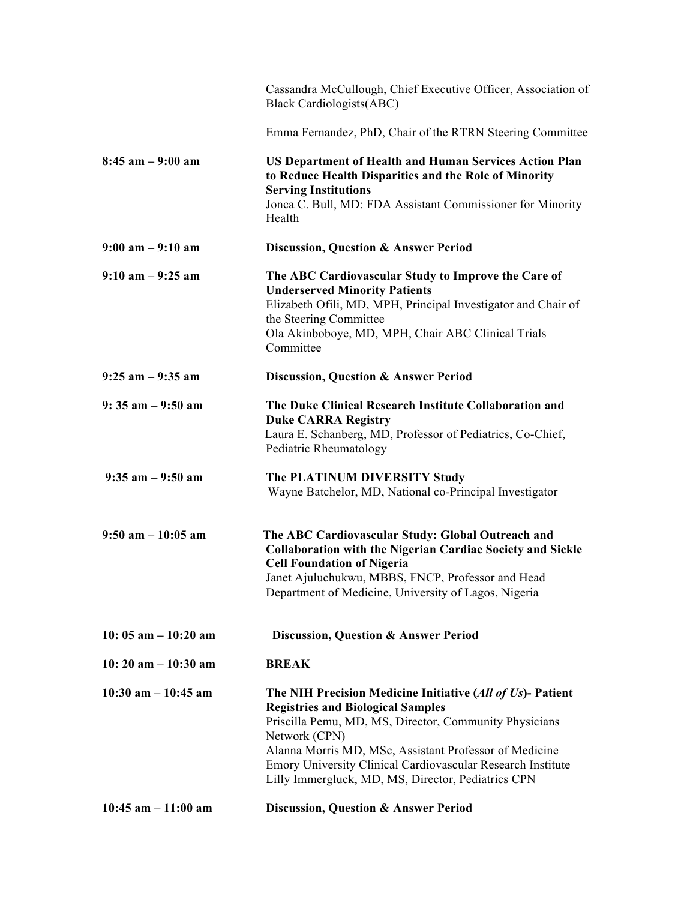| | |
|---|---|
| | Cassandra McCullough, Chief Executive Officer, Association of Black Cardiologists(ABC)<br><br>Emma Fernandez, PhD, Chair of the RTRN Steering Committee |
| **8:45 am – 9:00 am** | **US Department of Health and Human Services Action Plan to Reduce Health Disparities and the Role of Minority Serving Institutions**<br>Jonca C. Bull, MD: FDA Assistant Commissioner for Minority Health |
| **9:00 am – 9:10 am** | **Discussion, Question & Answer Period** |
| **9:10 am – 9:25 am** | **The ABC Cardiovascular Study to Improve the Care of Underserved Minority Patients**<br>Elizabeth Ofili, MD, MPH, Principal Investigator and Chair of the Steering Committee<br>Ola Akinboboye, MD, MPH, Chair ABC Clinical Trials Committee |
| **9:25 am – 9:35 am** | **Discussion, Question & Answer Period** |
| **9: 35 am – 9:50 am** | **The Duke Clinical Research Institute Collaboration and Duke CARRA Registry**<br>Laura E. Schanberg, MD, Professor of Pediatrics, Co-Chief, Pediatric Rheumatology |
| **9:35 am – 9:50 am** | **The PLATINUM DIVERSITY Study**<br>Wayne Batchelor, MD, National co-Principal Investigator |
| **9:50 am – 10:05 am** | **The ABC Cardiovascular Study: Global Outreach and Collaboration with the Nigerian Cardiac Society and Sickle Cell Foundation of Nigeria**<br>Janet Ajuluchukwu, MBBS, FNCP, Professor and Head Department of Medicine, University of Lagos, Nigeria |
| **10: 05 am – 10:20 am** | **Discussion, Question & Answer Period** |
| **10: 20 am – 10:30 am** | **BREAK** |
| **10:30 am – 10:45 am** | **The NIH Precision Medicine Initiative (*All of Us*)- Patient Registries and Biological Samples**<br>Priscilla Pemu, MD, MS, Director, Community Physicians Network (CPN)<br>Alanna Morris MD, MSc, Assistant Professor of Medicine Emory University Clinical Cardiovascular Research Institute<br>Lilly Immergluck, MD, MS, Director, Pediatrics CPN |
| **10:45 am – 11:00 am** | **Discussion, Question & Answer Period** |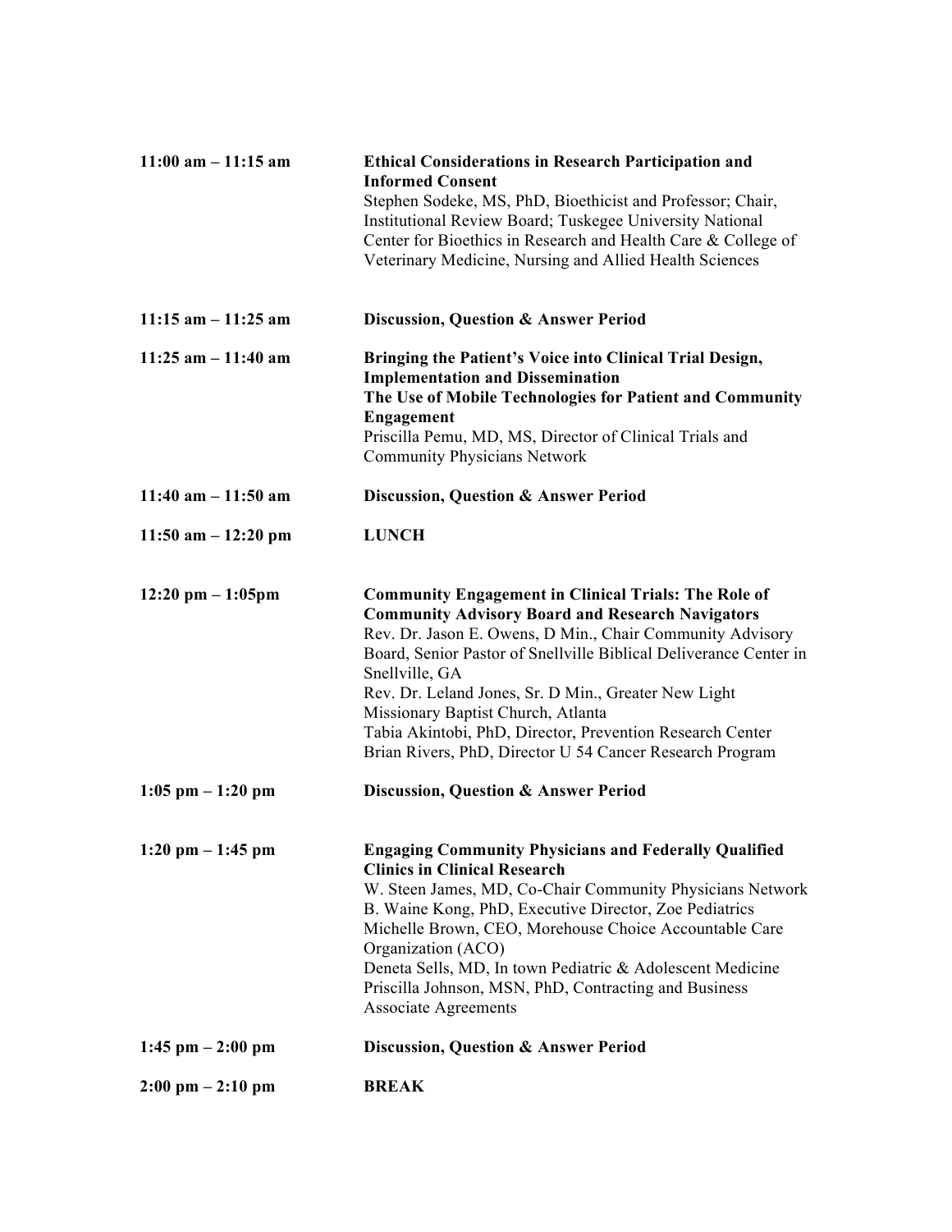| | |
|---|---|
| **11:00 am – 11:15 am** | **Ethical Considerations in Research Participation and Informed Consent**<br>Stephen Sodeke, MS, PhD, Bioethicist and Professor; Chair, Institutional Review Board; Tuskegee University National Center for Bioethics in Research and Health Care & College of Veterinary Medicine, Nursing and Allied Health Sciences |
| **11:15 am – 11:25 am** | **Discussion, Question & Answer Period** |
| **11:25 am – 11:40 am** | **Bringing the Patient's Voice into Clinical Trial Design, Implementation and Dissemination**<br>**The Use of Mobile Technologies for Patient and Community Engagement**<br>Priscilla Pemu, MD, MS, Director of Clinical Trials and Community Physicians Network |
| **11:40 am – 11:50 am** | **Discussion, Question & Answer Period** |
| **11:50 am – 12:20 pm** | **LUNCH** |
| **12:20 pm – 1:05pm** | **Community Engagement in Clinical Trials: The Role of Community Advisory Board and Research Navigators**<br>Rev. Dr. Jason E. Owens, D Min., Chair Community Advisory Board, Senior Pastor of Snellville Biblical Deliverance Center in Snellville, GA<br>Rev. Dr. Leland Jones, Sr. D Min., Greater New Light Missionary Baptist Church, Atlanta<br>Tabia Akintobi, PhD, Director, Prevention Research Center<br>Brian Rivers, PhD, Director U 54 Cancer Research Program |
| **1:05 pm – 1:20 pm** | **Discussion, Question & Answer Period** |
| **1:20 pm – 1:45 pm** | **Engaging Community Physicians and Federally Qualified Clinics in Clinical Research**<br>W. Steen James, MD, Co-Chair Community Physicians Network<br>B. Waine Kong, PhD, Executive Director, Zoe Pediatrics<br>Michelle Brown, CEO, Morehouse Choice Accountable Care Organization (ACO)<br>Deneta Sells, MD, In town Pediatric & Adolescent Medicine<br>Priscilla Johnson, MSN, PhD, Contracting and Business Associate Agreements |
| **1:45 pm – 2:00 pm** | **Discussion, Question & Answer Period** |
| **2:00 pm – 2:10 pm** | **BREAK** |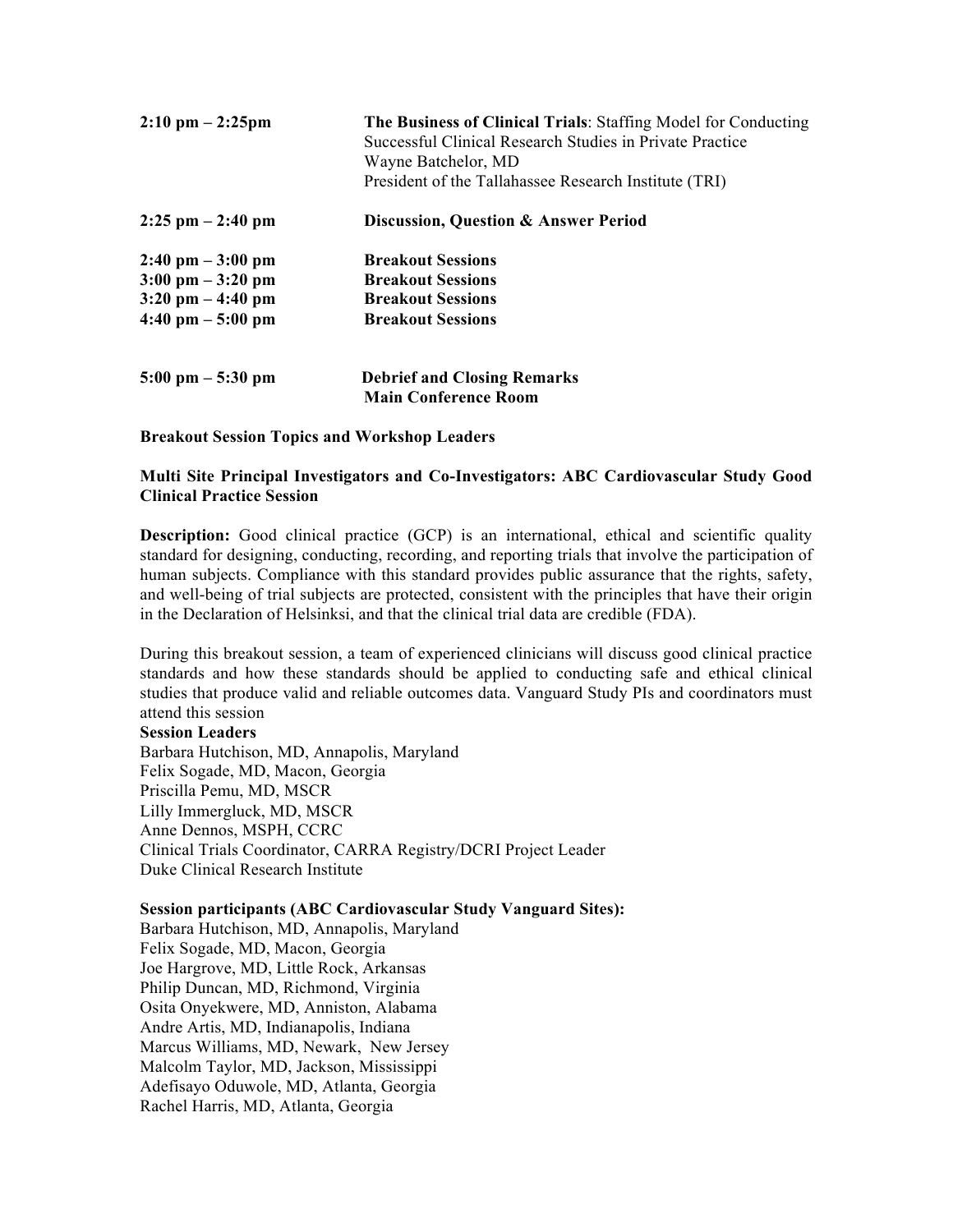| | |
|---|---|
| **2:10 pm – 2:25pm** | **The Business of Clinical Trials**: Staffing Model for Conducting Successful Clinical Research Studies in Private Practice<br>Wayne Batchelor, MD<br>President of the Tallahassee Research Institute (TRI) |
| **2:25 pm – 2:40 pm** | **Discussion, Question & Answer Period** |
| **2:40 pm – 3:00 pm** | **Breakout Sessions** |
| **3:00 pm – 3:20 pm** | **Breakout Sessions** |
| **3:20 pm – 4:40 pm** | **Breakout Sessions** |
| **4:40 pm – 5:00 pm** | **Breakout Sessions** |
| **5:00 pm – 5:30 pm** | **Debrief and Closing Remarks**<br>**Main Conference Room** |

**Breakout Session Topics and Workshop Leaders**

**Multi Site Principal Investigators and Co-Investigators: ABC Cardiovascular Study Good Clinical Practice Session**

**Description:** Good clinical practice (GCP) is an international, ethical and scientific quality standard for designing, conducting, recording, and reporting trials that involve the participation of human subjects. Compliance with this standard provides public assurance that the rights, safety, and well-being of trial subjects are protected, consistent with the principles that have their origin in the Declaration of Helsinksi, and that the clinical trial data are credible (FDA).

During this breakout session, a team of experienced clinicians will discuss good clinical practice standards and how these standards should be applied to conducting safe and ethical clinical studies that produce valid and reliable outcomes data. Vanguard Study PIs and coordinators must attend this session

**Session Leaders**

Barbara Hutchison, MD, Annapolis, Maryland
Felix Sogade, MD, Macon, Georgia
Priscilla Pemu, MD, MSCR
Lilly Immergluck, MD, MSCR
Anne Dennos, MSPH, CCRC
Clinical Trials Coordinator, CARRA Registry/DCRI Project Leader
Duke Clinical Research Institute

**Session participants (ABC Cardiovascular Study Vanguard Sites):**

Barbara Hutchison, MD, Annapolis, Maryland
Felix Sogade, MD, Macon, Georgia
Joe Hargrove, MD, Little Rock, Arkansas
Philip Duncan, MD, Richmond, Virginia
Osita Onyekwere, MD, Anniston, Alabama
Andre Artis, MD, Indianapolis, Indiana
Marcus Williams, MD, Newark, New Jersey
Malcolm Taylor, MD, Jackson, Mississippi
Adefisayo Oduwole, MD, Atlanta, Georgia
Rachel Harris, MD, Atlanta, Georgia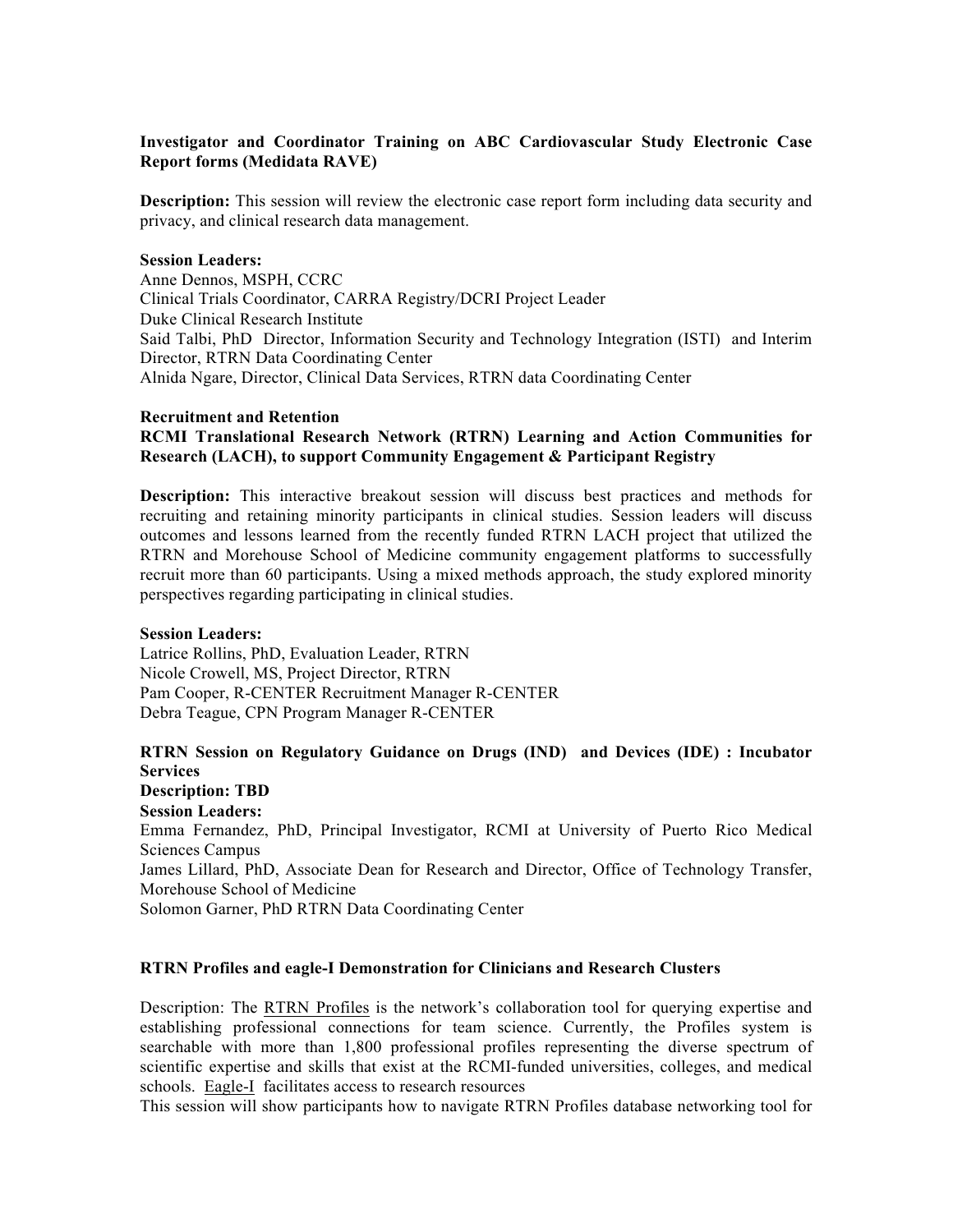**Investigator and Coordinator Training on ABC Cardiovascular Study Electronic Case Report forms (Medidata RAVE)**

**Description:** This session will review the electronic case report form including data security and privacy, and clinical research data management.

**Session Leaders:**
Anne Dennos, MSPH, CCRC
Clinical Trials Coordinator, CARRA Registry/DCRI Project Leader
Duke Clinical Research Institute
Said Talbi, PhD Director, Information Security and Technology Integration (ISTI) and Interim Director, RTRN Data Coordinating Center
Alnida Ngare, Director, Clinical Data Services, RTRN data Coordinating Center

**Recruitment and Retention**
**RCMI Translational Research Network (RTRN) Learning and Action Communities for Research (LACH), to support Community Engagement & Participant Registry**

**Description:** This interactive breakout session will discuss best practices and methods for recruiting and retaining minority participants in clinical studies. Session leaders will discuss outcomes and lessons learned from the recently funded RTRN LACH project that utilized the RTRN and Morehouse School of Medicine community engagement platforms to successfully recruit more than 60 participants. Using a mixed methods approach, the study explored minority perspectives regarding participating in clinical studies.

**Session Leaders:**
Latrice Rollins, PhD, Evaluation Leader, RTRN
Nicole Crowell, MS, Project Director, RTRN
Pam Cooper, R-CENTER Recruitment Manager R-CENTER
Debra Teague, CPN Program Manager R-CENTER

**RTRN Session on Regulatory Guidance on Drugs (IND) and Devices (IDE) : Incubator Services**
**Description: TBD**
**Session Leaders:**
Emma Fernandez, PhD, Principal Investigator, RCMI at University of Puerto Rico Medical Sciences Campus
James Lillard, PhD, Associate Dean for Research and Director, Office of Technology Transfer, Morehouse School of Medicine
Solomon Garner, PhD RTRN Data Coordinating Center

**RTRN Profiles and eagle-I Demonstration for Clinicians and Research Clusters**

Description: The RTRN Profiles is the network's collaboration tool for querying expertise and establishing professional connections for team science. Currently, the Profiles system is searchable with more than 1,800 professional profiles representing the diverse spectrum of scientific expertise and skills that exist at the RCMI-funded universities, colleges, and medical schools. Eagle-I facilitates access to research resources
This session will show participants how to navigate RTRN Profiles database networking tool for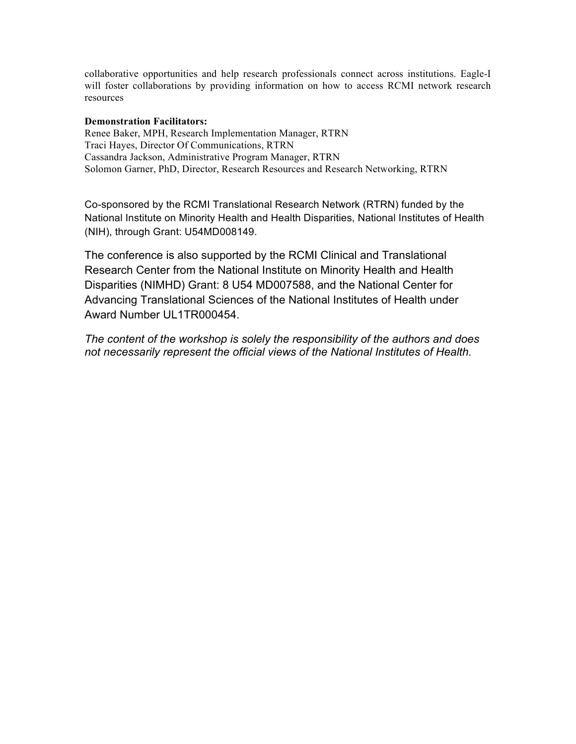collaborative opportunities and help research professionals connect across institutions. Eagle-I will foster collaborations by providing information on how to access RCMI network research resources

**Demonstration Facilitators:**
Renee Baker, MPH, Research Implementation Manager, RTRN
Traci Hayes, Director Of Communications, RTRN
Cassandra Jackson, Administrative Program Manager, RTRN
Solomon Garner, PhD, Director, Research Resources and Research Networking, RTRN

Co-sponsored by the RCMI Translational Research Network (RTRN) funded by the National Institute on Minority Health and Health Disparities, National Institutes of Health (NIH), through Grant: U54MD008149.

The conference is also supported by the RCMI Clinical and Translational Research Center from the National Institute on Minority Health and Health Disparities (NIMHD) Grant: 8 U54 MD007588, and the National Center for Advancing Translational Sciences of the National Institutes of Health under Award Number UL1TR000454.

*The content of the workshop is solely the responsibility of the authors and does not necessarily represent the official views of the National Institutes of Health.*